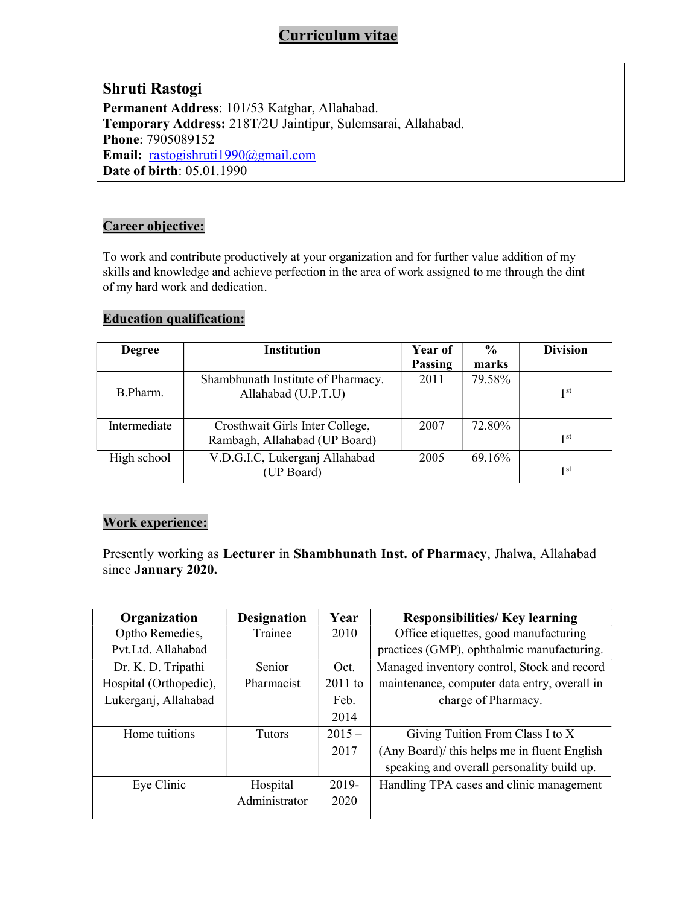# Curriculum vitae

**Shruti Rastogi**

**Permanent Address**: 101/53 Katghar, Allahabad.
**Temporary Address:** 218T/2U Jaintipur, Sulemsarai, Allahabad.
**Phone**: 7905089152
**Email:** rastogishruti1990@gmail.com
**Date of birth**: 05.01.1990

## Career objective:

To work and contribute productively at your organization and for further value addition of my skills and knowledge and achieve perfection in the area of work assigned to me through the dint of my hard work and dedication.

## Education qualification:

| Degree | Institution | Year of Passing | % marks | Division |
|---|---|---|---|---|
| B.Pharm. | Shambhunath Institute of Pharmacy. Allahabad (U.P.T.U) | 2011 | 79.58% | 1st |
| Intermediate | Crosthwait Girls Inter College, Rambagh, Allahabad (UP Board) | 2007 | 72.80% | 1st |
| High school | V.D.G.I.C, Lukerganj Allahabad (UP Board) | 2005 | 69.16% | 1st |

## Work experience:

Presently working as **Lecturer** in **Shambhunath Inst. of Pharmacy**, Jhalwa, Allahabad since **January 2020.**

| Organization | Designation | Year | Responsibilities/ Key learning |
|---|---|---|---|
| Optho Remedies, Pvt.Ltd. Allahabad | Trainee | 2010 | Office etiquettes, good manufacturing practices (GMP), ophthalmic manufacturing. |
| Dr. K. D. Tripathi Hospital (Orthopedic), Lukerganj, Allahabad | Senior Pharmacist | Oct. 2011 to Feb. 2014 | Managed inventory control, Stock and record maintenance, computer data entry, overall in charge of Pharmacy. |
| Home tuitions | Tutors | 2015 – 2017 | Giving Tuition From Class I to X (Any Board)/ this helps me in fluent English speaking and overall personality build up. |
| Eye Clinic | Hospital Administrator | 2019-2020 | Handling TPA cases and clinic management |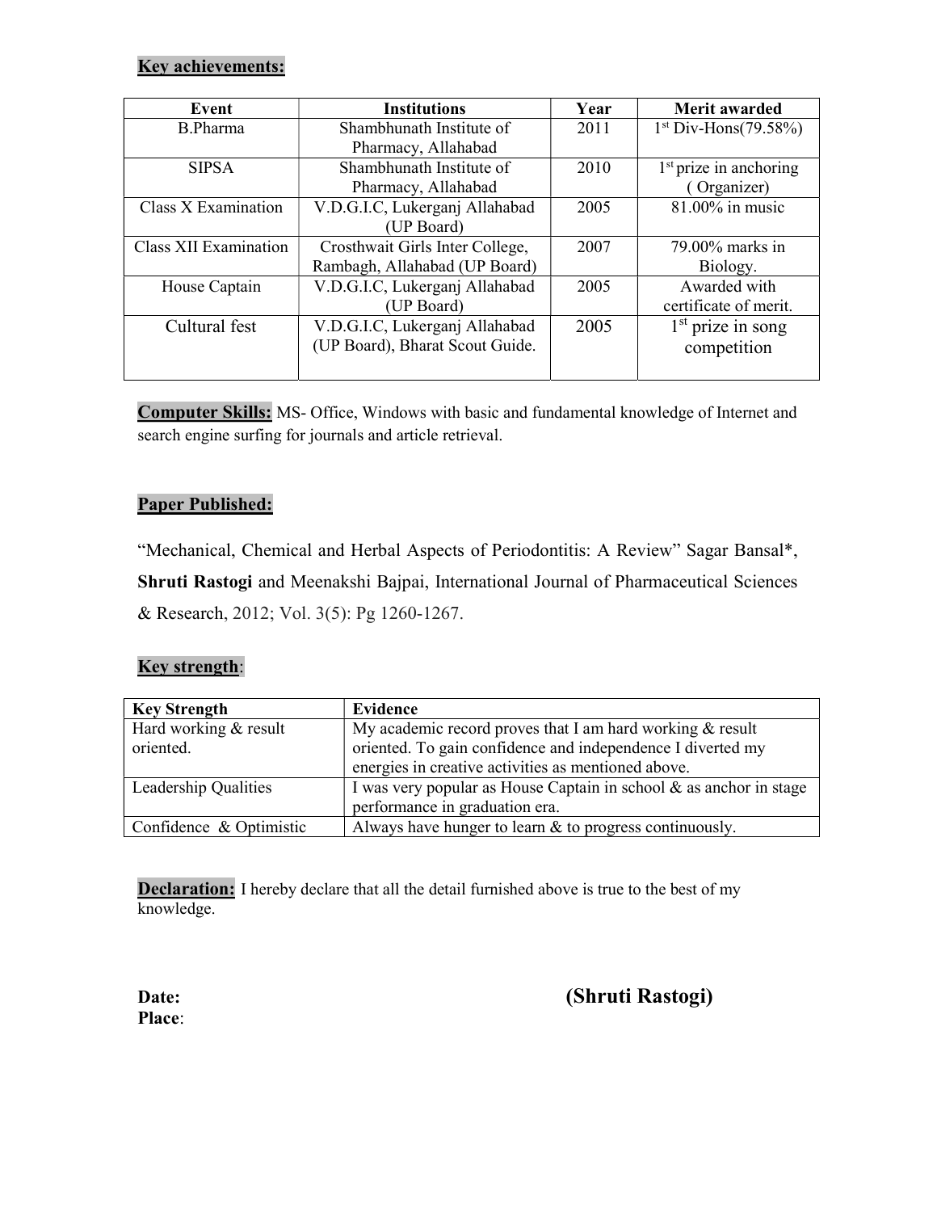**Key achievements:**

| Event | Institutions | Year | Merit awarded |
| --- | --- | --- | --- |
| B.Pharma | Shambhunath Institute of Pharmacy, Allahabad | 2011 | 1st Div-Hons(79.58%) |
| SIPSA | Shambhunath Institute of Pharmacy, Allahabad | 2010 | 1st prize in anchoring ( Organizer) |
| Class X Examination | V.D.G.I.C, Lukerganj Allahabad (UP Board) | 2005 | 81.00% in music |
| Class XII Examination | Crosthwait Girls Inter College, Rambagh, Allahabad (UP Board) | 2007 | 79.00% marks in Biology. |
| House Captain | V.D.G.I.C, Lukerganj Allahabad (UP Board) | 2005 | Awarded with certificate of merit. |
| Cultural fest | V.D.G.I.C, Lukerganj Allahabad (UP Board), Bharat Scout Guide. | 2005 | 1st prize in song competition |

**Computer Skills:** MS- Office, Windows with basic and fundamental knowledge of Internet and search engine surfing for journals and article retrieval.

**Paper Published:**

"Mechanical, Chemical and Herbal Aspects of Periodontitis: A Review" Sagar Bansal*, **Shruti Rastogi** and Meenakshi Bajpai, International Journal of Pharmaceutical Sciences & Research, 2012; Vol. 3(5): Pg 1260-1267.

**Key strength**:

| Key Strength | Evidence |
| --- | --- |
| Hard working & result oriented. | My academic record proves that I am hard working & result oriented. To gain confidence and independence I diverted my energies in creative activities as mentioned above. |
| Leadership Qualities | I was very popular as House Captain in school & as anchor in stage performance in graduation era. |
| Confidence & Optimistic | Always have hunger to learn & to progress continuously. |

**Declaration:** I hereby declare that all the detail furnished above is true to the best of my knowledge.

**Date:**

**Place**:

**(Shruti Rastogi)**